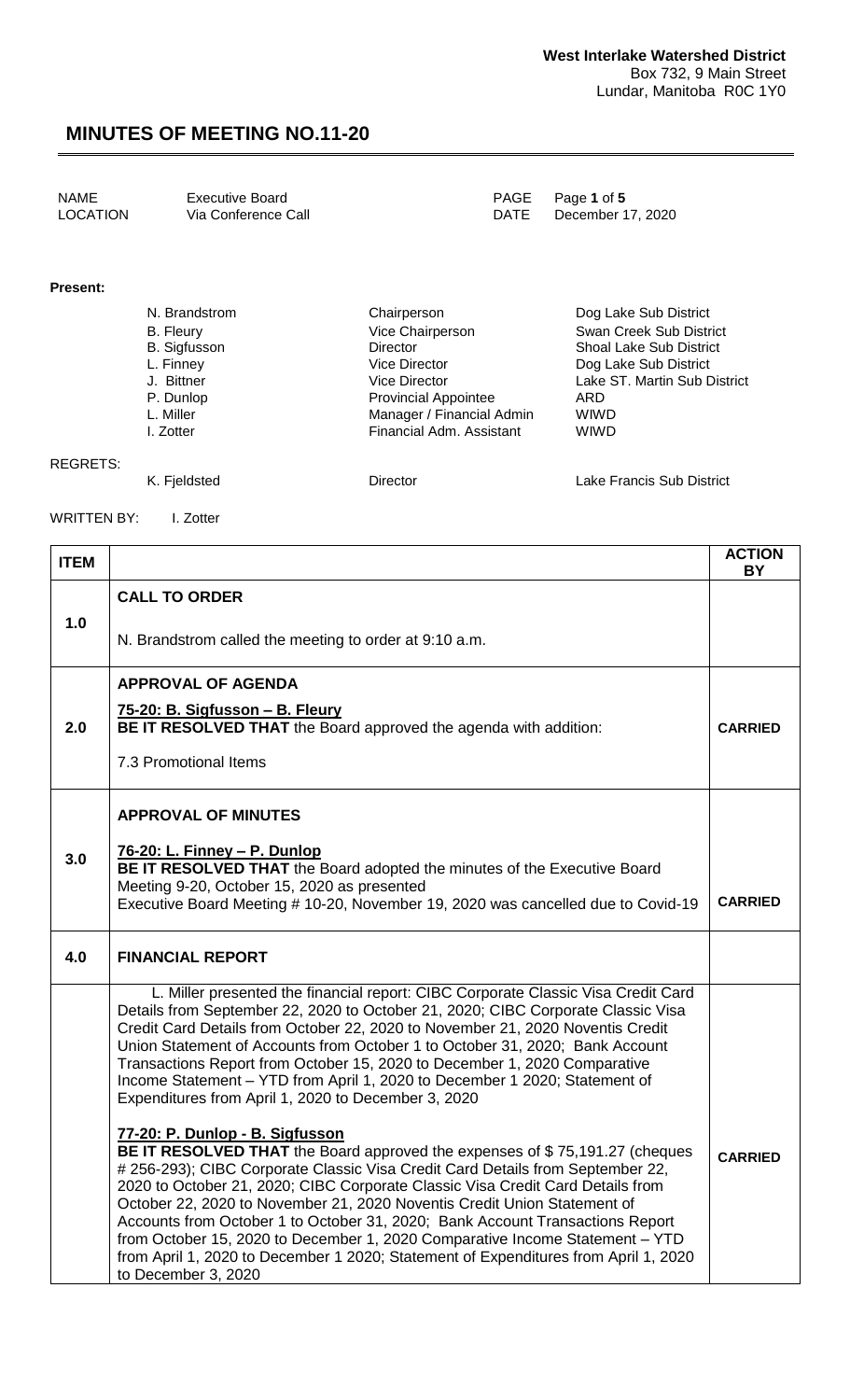West Interlake Watershed District
Box 732, 9 Main Street
Lundar, Manitoba R0C 1Y0

# MINUTES OF MEETING NO.11-20

| | | | |
|---|---|---|---|
| NAME | Executive Board | PAGE | Page **1** of **5** |
| LOCATION | Via Conference Call | DATE | December 17, 2020 |

**Present:**

| | | |
|---|---|---|
| N. Brandstrom | Chairperson | Dog Lake Sub District |
| B. Fleury | Vice Chairperson | Swan Creek Sub District |
| B. Sigfusson | Director | Shoal Lake Sub District |
| L. Finney | Vice Director | Dog Lake Sub District |
| J. Bittner | Vice Director | Lake ST. Martin Sub District |
| P. Dunlop | Provincial Appointee | ARD |
| L. Miller | Manager / Financial Admin | WIWD |
| I. Zotter | Financial Adm. Assistant | WIWD |

REGRETS:

| | | |
|---|---|---|
| K. Fjeldsted | Director | Lake Francis Sub District |

WRITTEN BY: I. Zotter

| ITEM | | ACTION BY |
|---|---|---|
| 1.0 | **CALL TO ORDER**<br><br>N. Brandstrom called the meeting to order at 9:10 a.m. | |
| 2.0 | **APPROVAL OF AGENDA**<br><br>**75-20: B. Sigfusson – B. Fleury**<br>**BE IT RESOLVED THAT** the Board approved the agenda with addition:<br><br>7.3 Promotional Items | **CARRIED** |
| 3.0 | **APPROVAL OF MINUTES**<br><br>**76-20: L. Finney – P. Dunlop**<br>**BE IT RESOLVED THAT** the Board adopted the minutes of the Executive Board Meeting 9-20, October 15, 2020 as presented<br>Executive Board Meeting # 10-20, November 19, 2020 was cancelled due to Covid-19 | **CARRIED** |
| 4.0 | **FINANCIAL REPORT** | |
| | L. Miller presented the financial report: CIBC Corporate Classic Visa Credit Card Details from September 22, 2020 to October 21, 2020; CIBC Corporate Classic Visa Credit Card Details from October 22, 2020 to November 21, 2020 Noventis Credit Union Statement of Accounts from October 1 to October 31, 2020; Bank Account Transactions Report from October 15, 2020 to December 1, 2020 Comparative Income Statement – YTD from April 1, 2020 to December 1 2020; Statement of Expenditures from April 1, 2020 to December 3, 2020<br><br>**77-20: P. Dunlop - B. Sigfusson**<br>**BE IT RESOLVED THAT** the Board approved the expenses of $ 75,191.27 (cheques # 256-293); CIBC Corporate Classic Visa Credit Card Details from September 22, 2020 to October 21, 2020; CIBC Corporate Classic Visa Credit Card Details from October 22, 2020 to November 21, 2020 Noventis Credit Union Statement of Accounts from October 1 to October 31, 2020; Bank Account Transactions Report from October 15, 2020 to December 1, 2020 Comparative Income Statement – YTD from April 1, 2020 to December 1 2020; Statement of Expenditures from April 1, 2020 to December 3, 2020 | **CARRIED** |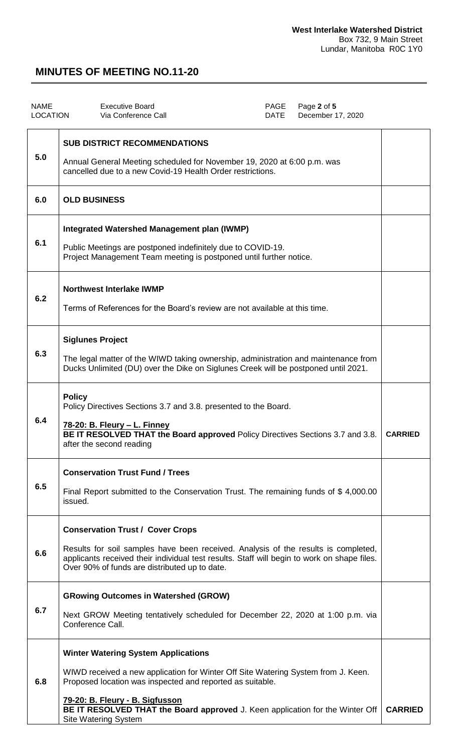**West Interlake Watershed District**
Box 732, 9 Main Street
Lundar, Manitoba R0C 1Y0

# MINUTES OF MEETING NO.11-20

| | | | |
|---|---|---|---|
| NAME | Executive Board | PAGE | Page **2** of **5** |
| LOCATION | Via Conference Call | DATE | December 17, 2020 |

| | | |
|---|---|---|
| 5.0 | **SUB DISTRICT RECOMMENDATIONS**<br><br>Annual General Meeting scheduled for November 19, 2020 at 6:00 p.m. was cancelled due to a new Covid-19 Health Order restrictions. | |
| 6.0 | **OLD BUSINESS** | |
| 6.1 | **Integrated Watershed Management plan (IWMP)**<br><br>Public Meetings are postponed indefinitely due to COVID-19.<br>Project Management Team meeting is postponed until further notice. | |
| 6.2 | **Northwest Interlake IWMP**<br><br>Terms of References for the Board's review are not available at this time. | |
| 6.3 | **Siglunes Project**<br><br>The legal matter of the WIWD taking ownership, administration and maintenance from Ducks Unlimited (DU) over the Dike on Siglunes Creek will be postponed until 2021. | |
| 6.4 | **Policy**<br>Policy Directives Sections 3.7 and 3.8. presented to the Board.<br><br>**<u>78-20: B. Fleury – L. Finney</u>**<br>**BE IT RESOLVED THAT the Board approved** Policy Directives Sections 3.7 and 3.8. after the second reading | **CARRIED** |
| 6.5 | **Conservation Trust Fund / Trees**<br><br>Final Report submitted to the Conservation Trust. The remaining funds of $ 4,000.00 issued. | |
| 6.6 | **Conservation Trust / Cover Crops**<br><br>Results for soil samples have been received. Analysis of the results is completed, applicants received their individual test results. Staff will begin to work on shape files. Over 90% of funds are distributed up to date. | |
| 6.7 | **GRowing Outcomes in Watershed (GROW)**<br><br>Next GROW Meeting tentatively scheduled for December 22, 2020 at 1:00 p.m. via Conference Call. | |
| 6.8 | **Winter Watering System Applications**<br><br>WIWD received a new application for Winter Off Site Watering System from J. Keen. Proposed location was inspected and reported as suitable.<br><br>**<u>79-20: B. Fleury - B. Sigfusson</u>**<br>**BE IT RESOLVED THAT the Board approved** J. Keen application for the Winter Off Site Watering System | **CARRIED** |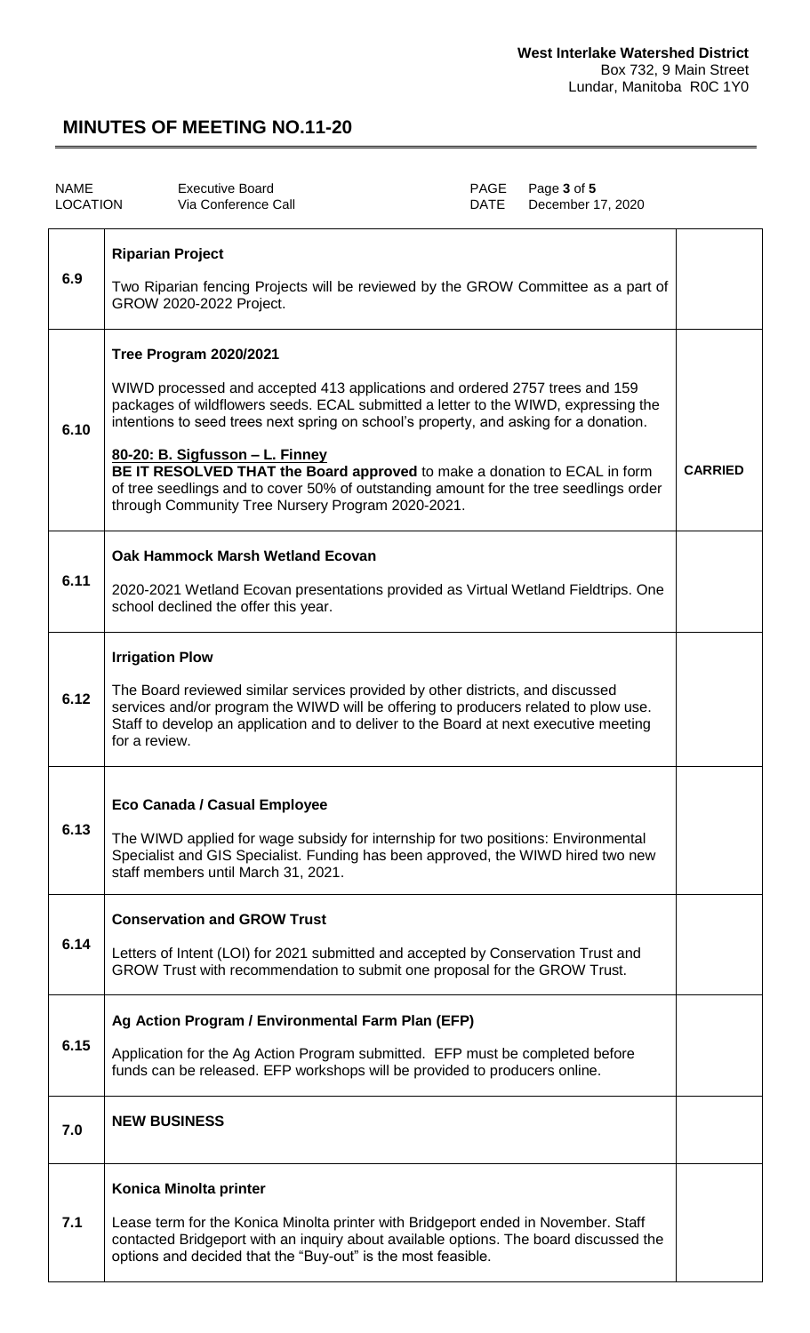**West Interlake Watershed District**
Box 732, 9 Main Street
Lundar, Manitoba R0C 1Y0

# MINUTES OF MEETING NO.11-20

| NAME | Executive Board | PAGE | Page **3** of **5** |
|---|---|---|---|
| LOCATION | Via Conference Call | DATE | December 17, 2020 |

| | | |
|---|---|---|
| **6.9** | **Riparian Project**<br><br>Two Riparian fencing Projects will be reviewed by the GROW Committee as a part of GROW 2020-2022 Project. | |
| **6.10** | **Tree Program 2020/2021**<br><br>WIWD processed and accepted 413 applications and ordered 2757 trees and 159 packages of wildflowers seeds. ECAL submitted a letter to the WIWD, expressing the intentions to seed trees next spring on school's property, and asking for a donation.<br><br>**80-20: B. Sigfusson – L. Finney**<br>**BE IT RESOLVED THAT the Board approved** to make a donation to ECAL in form of tree seedlings and to cover 50% of outstanding amount for the tree seedlings order through Community Tree Nursery Program 2020-2021. | **CARRIED** |
| **6.11** | **Oak Hammock Marsh Wetland Ecovan**<br><br>2020-2021 Wetland Ecovan presentations provided as Virtual Wetland Fieldtrips. One school declined the offer this year. | |
| **6.12** | **Irrigation Plow**<br><br>The Board reviewed similar services provided by other districts, and discussed services and/or program the WIWD will be offering to producers related to plow use. Staff to develop an application and to deliver to the Board at next executive meeting for a review. | |
| **6.13** | **Eco Canada / Casual Employee**<br><br>The WIWD applied for wage subsidy for internship for two positions: Environmental Specialist and GIS Specialist. Funding has been approved, the WIWD hired two new staff members until March 31, 2021. | |
| **6.14** | **Conservation and GROW Trust**<br><br>Letters of Intent (LOI) for 2021 submitted and accepted by Conservation Trust and GROW Trust with recommendation to submit one proposal for the GROW Trust. | |
| **6.15** | **Ag Action Program / Environmental Farm Plan (EFP)**<br><br>Application for the Ag Action Program submitted. EFP must be completed before funds can be released. EFP workshops will be provided to producers online. | |
| **7.0** | **NEW BUSINESS** | |
| **7.1** | **Konica Minolta printer**<br><br>Lease term for the Konica Minolta printer with Bridgeport ended in November. Staff contacted Bridgeport with an inquiry about available options. The board discussed the options and decided that the "Buy-out" is the most feasible. | |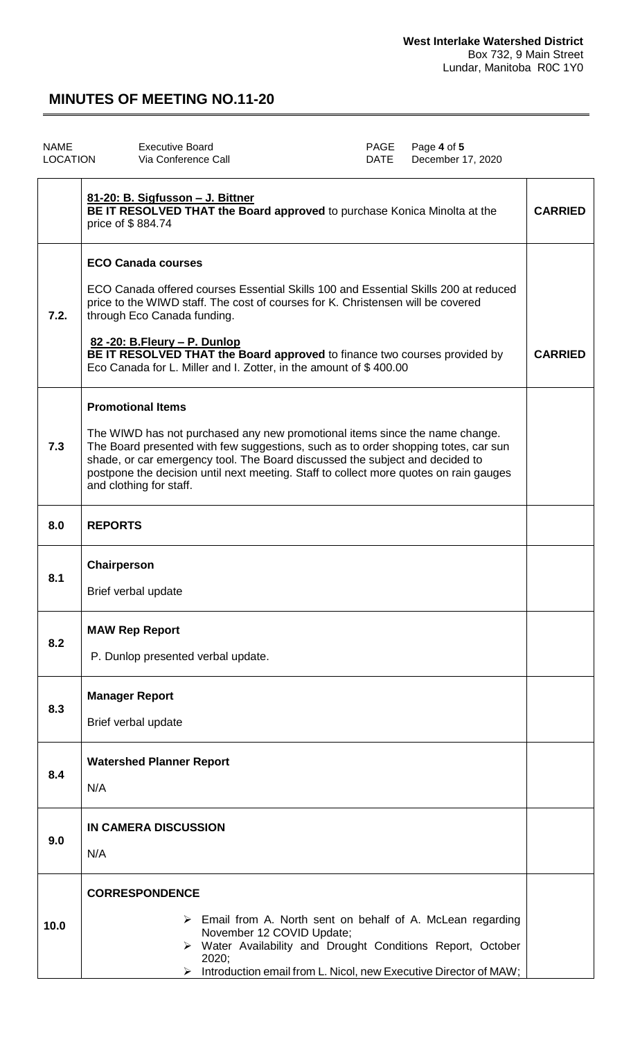**West Interlake Watershed District**
Box 732, 9 Main Street
Lundar, Manitoba R0C 1Y0

# MINUTES OF MEETING NO.11-20

| NAME | Executive Board | PAGE | Page **4** of **5** |
|---|---|---|---|
| LOCATION | Via Conference Call | DATE | December 17, 2020 |

| | | |
|---|---|---|
| | **81-20: B. Sigfusson – J. Bittner**<br>**BE IT RESOLVED THAT the Board approved** to purchase Konica Minolta at the price of $ 884.74 | **CARRIED** |
| **7.2.** | **ECO Canada courses**<br><br>ECO Canada offered courses Essential Skills 100 and Essential Skills 200 at reduced price to the WIWD staff. The cost of courses for K. Christensen will be covered through Eco Canada funding.<br><br>**82 -20: B.Fleury – P. Dunlop**<br>**BE IT RESOLVED THAT the Board approved** to finance two courses provided by Eco Canada for L. Miller and I. Zotter, in the amount of $ 400.00 | **CARRIED** |
| **7.3** | **Promotional Items**<br><br>The WIWD has not purchased any new promotional items since the name change. The Board presented with few suggestions, such as to order shopping totes, car sun shade, or car emergency tool. The Board discussed the subject and decided to postpone the decision until next meeting. Staff to collect more quotes on rain gauges and clothing for staff. | |
| **8.0** | **REPORTS** | |
| **8.1** | **Chairperson**<br><br>Brief verbal update | |
| **8.2** | **MAW Rep Report**<br><br>P. Dunlop presented verbal update. | |
| **8.3** | **Manager Report**<br><br>Brief verbal update | |
| **8.4** | **Watershed Planner Report**<br><br>N/A | |
| **9.0** | **IN CAMERA DISCUSSION**<br><br>N/A | |
| **10.0** | **CORRESPONDENCE**<br><br>➢ Email from A. North sent on behalf of A. McLean regarding November 12 COVID Update;<br>➢ Water Availability and Drought Conditions Report, October 2020;<br>➢ Introduction email from L. Nicol, new Executive Director of MAW; | |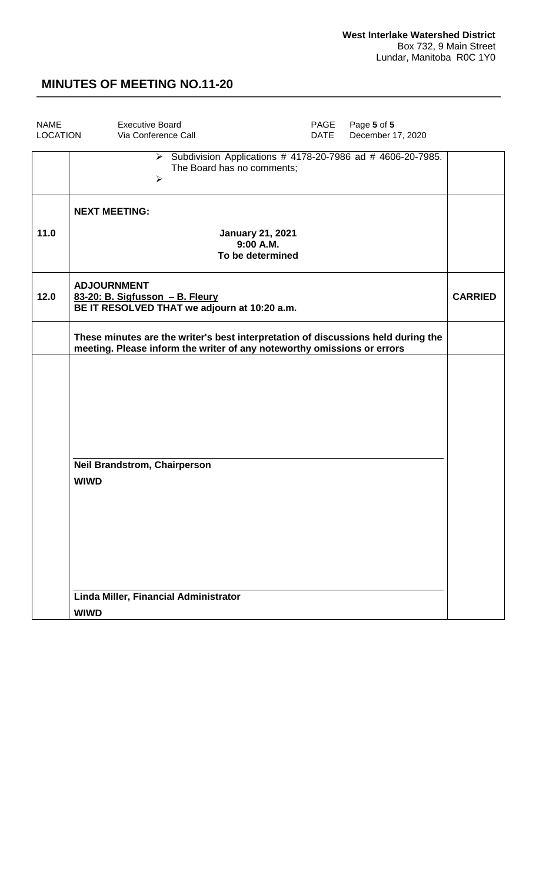**West Interlake Watershed District**
Box 732, 9 Main Street
Lundar, Manitoba R0C 1Y0

## MINUTES OF MEETING NO.11-20

| | | | |
|---|---|---|---|
| NAME | Executive Board | PAGE | Page **5** of **5** |
| LOCATION | Via Conference Call | DATE | December 17, 2020 |

| | | |
|---|---|---|
| | ➢ Subdivision Applications # 4178-20-7986 ad # 4606-20-7985. The Board has no comments;<br>➢ | |
| 11.0 | **NEXT MEETING:**<br>**January 21, 2021**<br>**9:00 A.M.**<br>**To be determined** | |
| 12.0 | **ADJOURNMENT**<br>**83-20: B. Sigfusson – B. Fleury**<br>**BE IT RESOLVED THAT we adjourn at 10:20 a.m.** | **CARRIED** |
| | **These minutes are the writer's best interpretation of discussions held during the meeting. Please inform the writer of any noteworthy omissions or errors** | |

**Neil Brandstrom, Chairperson**

**WIWD**

**Linda Miller, Financial Administrator**

**WIWD**